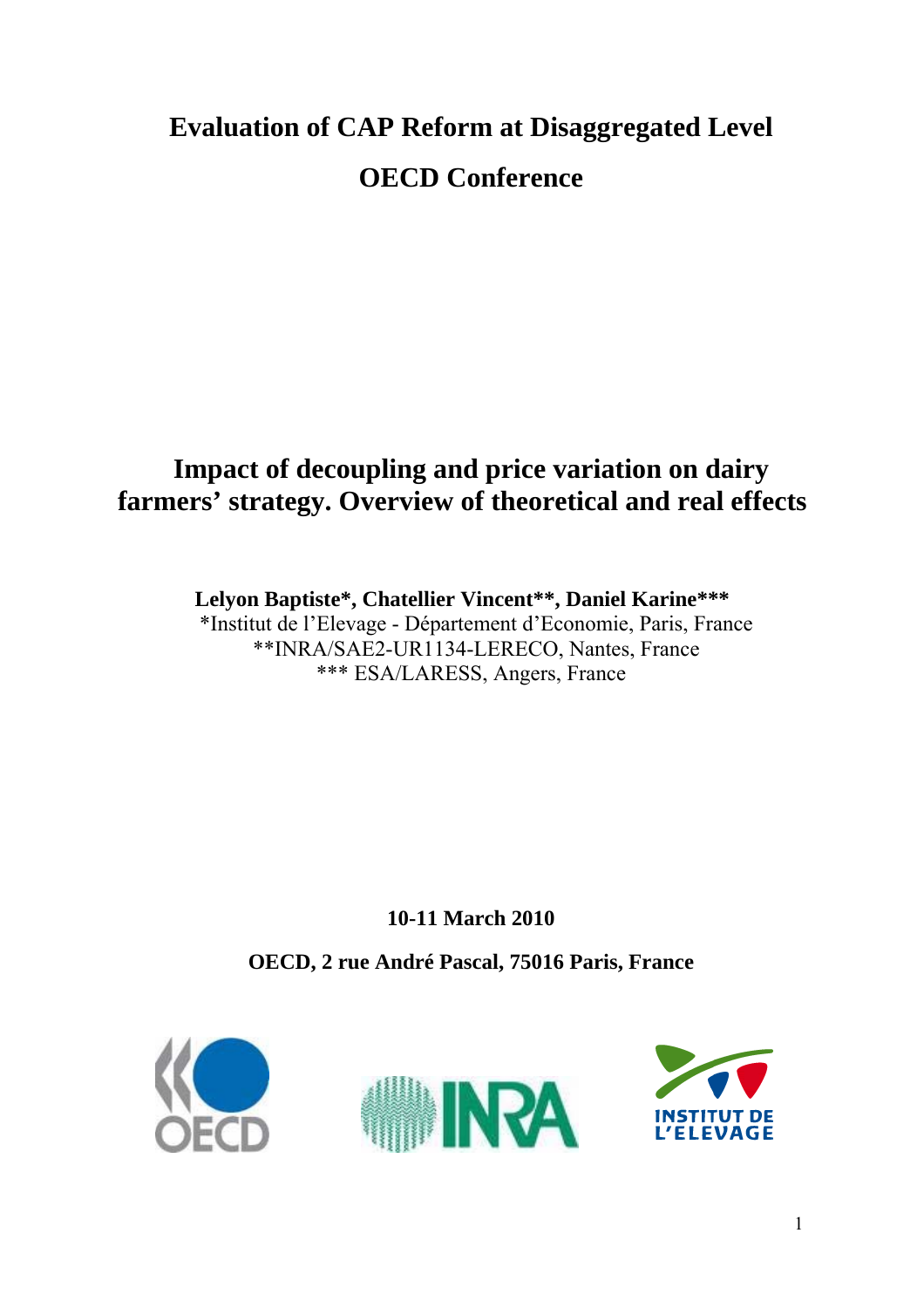# Evaluation of CAP Reform at Disaggregated Level

# OECD Conference

## Impact of decoupling and price variation on dairy farmers' strategy. Overview of theoretical and real effects

**Lelyon Baptiste\*, Chatellier Vincent\*\*, Daniel Karine\*\*\***

\*Institut de l'Elevage - Département d'Economie, Paris, France

\*\*INRA/SAE2-UR1134-LERECO, Nantes, France

\*\*\* ESA/LARESS, Angers, France

**10-11 March 2010**

**OECD, 2 rue André Pascal, 75016 Paris, France**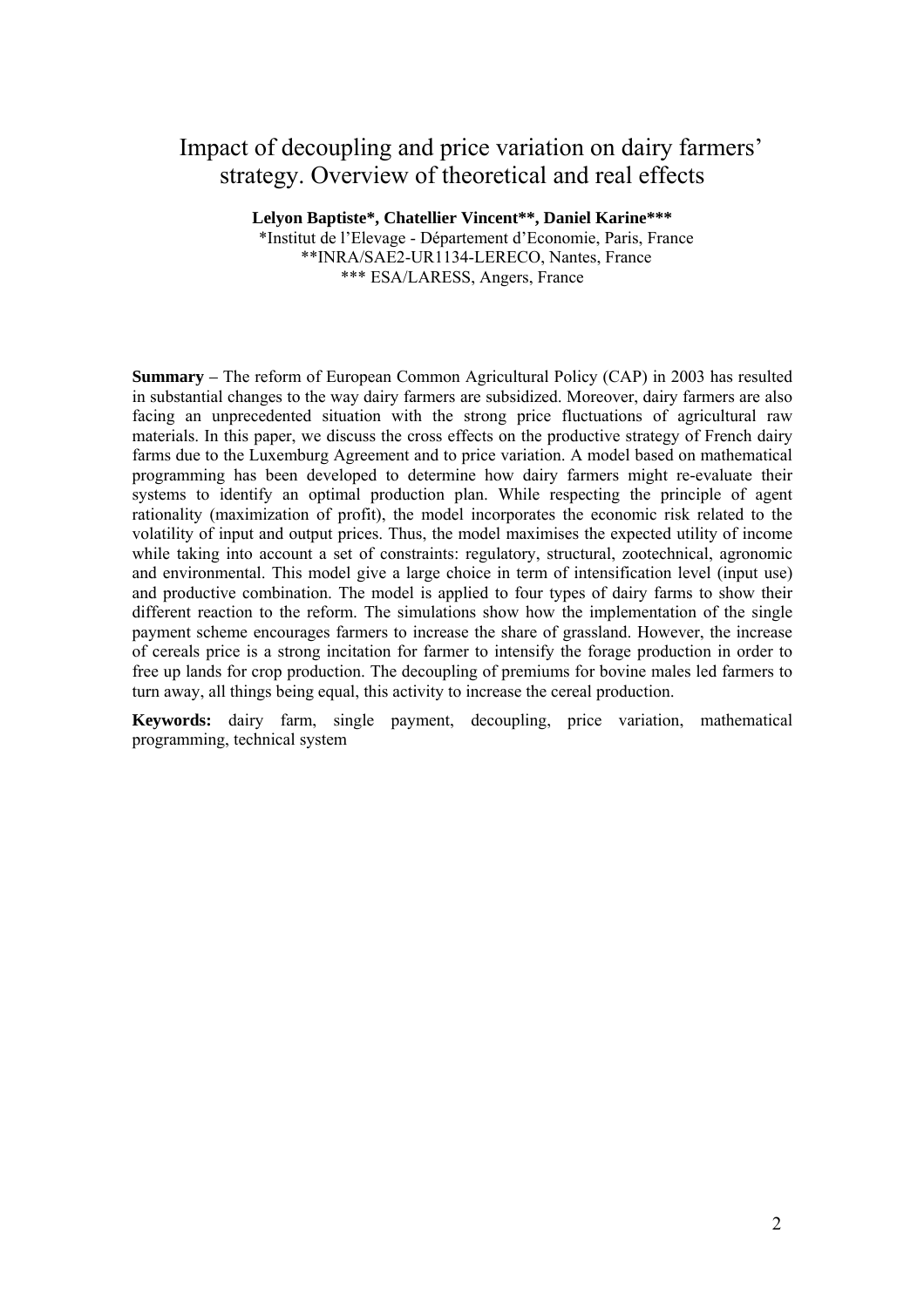# Impact of decoupling and price variation on dairy farmers' strategy. Overview of theoretical and real effects

**Lelyon Baptiste\*, Chatellier Vincent\*\*, Daniel Karine\*\*\***

\*Institut de l'Elevage - Département d'Economie, Paris, France
\*\*INRA/SAE2-UR1134-LERECO, Nantes, France
\*\*\* ESA/LARESS, Angers, France

**Summary** – The reform of European Common Agricultural Policy (CAP) in 2003 has resulted in substantial changes to the way dairy farmers are subsidized. Moreover, dairy farmers are also facing an unprecedented situation with the strong price fluctuations of agricultural raw materials. In this paper, we discuss the cross effects on the productive strategy of French dairy farms due to the Luxemburg Agreement and to price variation. A model based on mathematical programming has been developed to determine how dairy farmers might re-evaluate their systems to identify an optimal production plan. While respecting the principle of agent rationality (maximization of profit), the model incorporates the economic risk related to the volatility of input and output prices. Thus, the model maximises the expected utility of income while taking into account a set of constraints: regulatory, structural, zootechnical, agronomic and environmental. This model give a large choice in term of intensification level (input use) and productive combination. The model is applied to four types of dairy farms to show their different reaction to the reform. The simulations show how the implementation of the single payment scheme encourages farmers to increase the share of grassland. However, the increase of cereals price is a strong incitation for farmer to intensify the forage production in order to free up lands for crop production. The decoupling of premiums for bovine males led farmers to turn away, all things being equal, this activity to increase the cereal production.

**Keywords:** dairy farm, single payment, decoupling, price variation, mathematical programming, technical system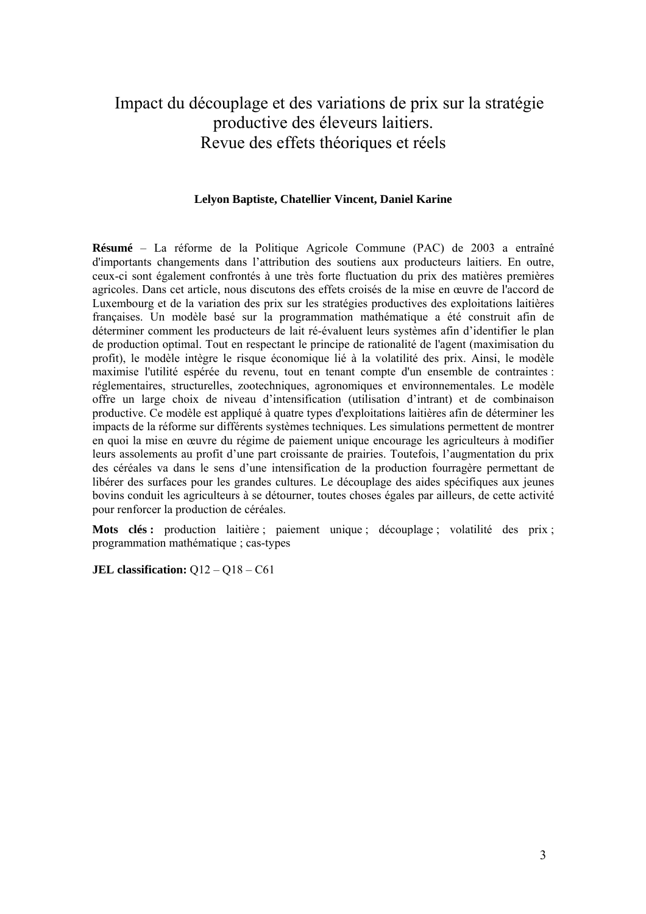# Impact du découplage et des variations de prix sur la stratégie productive des éleveurs laitiers. Revue des effets théoriques et réels

**Lelyon Baptiste, Chatellier Vincent, Daniel Karine**

**Résumé** – La réforme de la Politique Agricole Commune (PAC) de 2003 a entraîné d'importants changements dans l'attribution des soutiens aux producteurs laitiers. En outre, ceux-ci sont également confrontés à une très forte fluctuation du prix des matières premières agricoles. Dans cet article, nous discutons des effets croisés de la mise en œuvre de l'accord de Luxembourg et de la variation des prix sur les stratégies productives des exploitations laitières françaises. Un modèle basé sur la programmation mathématique a été construit afin de déterminer comment les producteurs de lait ré-évaluent leurs systèmes afin d'identifier le plan de production optimal. Tout en respectant le principe de rationalité de l'agent (maximisation du profit), le modèle intègre le risque économique lié à la volatilité des prix. Ainsi, le modèle maximise l'utilité espérée du revenu, tout en tenant compte d'un ensemble de contraintes : réglementaires, structurelles, zootechniques, agronomiques et environnementales. Le modèle offre un large choix de niveau d'intensification (utilisation d'intrant) et de combinaison productive. Ce modèle est appliqué à quatre types d'exploitations laitières afin de déterminer les impacts de la réforme sur différents systèmes techniques. Les simulations permettent de montrer en quoi la mise en œuvre du régime de paiement unique encourage les agriculteurs à modifier leurs assolements au profit d'une part croissante de prairies. Toutefois, l'augmentation du prix des céréales va dans le sens d'une intensification de la production fourragère permettant de libérer des surfaces pour les grandes cultures. Le découplage des aides spécifiques aux jeunes bovins conduit les agriculteurs à se détourner, toutes choses égales par ailleurs, de cette activité pour renforcer la production de céréales.

**Mots clés :** production laitière ; paiement unique ; découplage ; volatilité des prix ; programmation mathématique ; cas-types

**JEL classification:** Q12 – Q18 – C61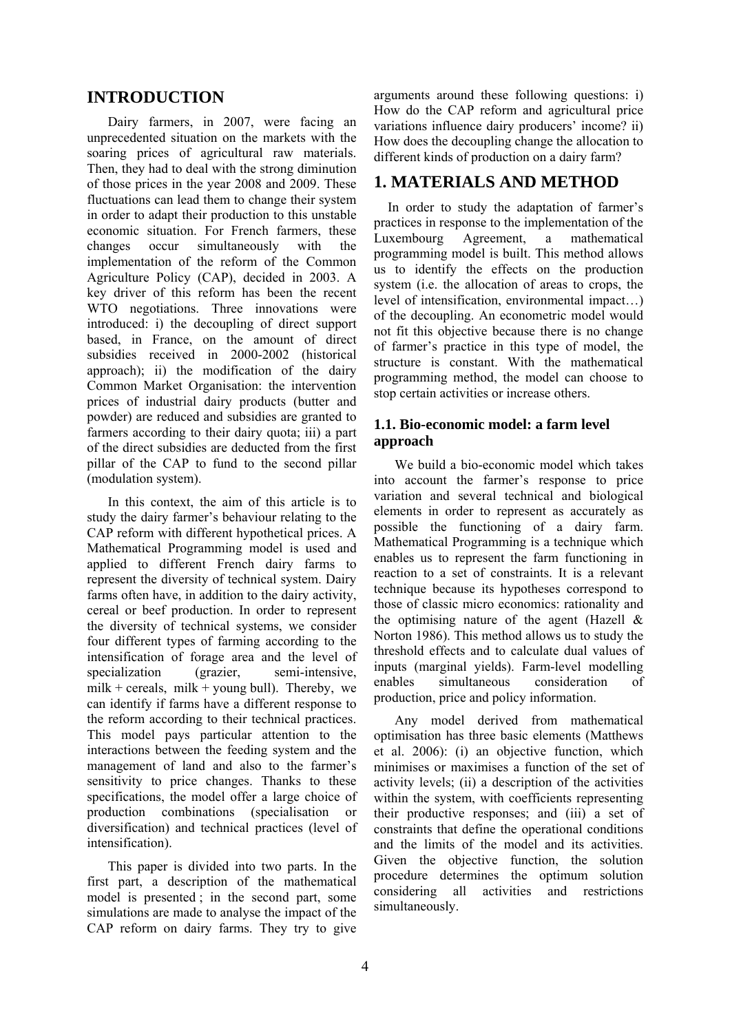# INTRODUCTION

Dairy farmers, in 2007, were facing an unprecedented situation on the markets with the soaring prices of agricultural raw materials. Then, they had to deal with the strong diminution of those prices in the year 2008 and 2009. These fluctuations can lead them to change their system in order to adapt their production to this unstable economic situation. For French farmers, these changes occur simultaneously with the implementation of the reform of the Common Agriculture Policy (CAP), decided in 2003. A key driver of this reform has been the recent WTO negotiations. Three innovations were introduced: i) the decoupling of direct support based, in France, on the amount of direct subsidies received in 2000-2002 (historical approach); ii) the modification of the dairy Common Market Organisation: the intervention prices of industrial dairy products (butter and powder) are reduced and subsidies are granted to farmers according to their dairy quota; iii) a part of the direct subsidies are deducted from the first pillar of the CAP to fund to the second pillar (modulation system).

In this context, the aim of this article is to study the dairy farmer's behaviour relating to the CAP reform with different hypothetical prices. A Mathematical Programming model is used and applied to different French dairy farms to represent the diversity of technical system. Dairy farms often have, in addition to the dairy activity, cereal or beef production. In order to represent the diversity of technical systems, we consider four different types of farming according to the intensification of forage area and the level of specialization (grazier, semi-intensive, milk + cereals, milk + young bull). Thereby, we can identify if farms have a different response to the reform according to their technical practices. This model pays particular attention to the interactions between the feeding system and the management of land and also to the farmer's sensitivity to price changes. Thanks to these specifications, the model offer a large choice of production combinations (specialisation or diversification) and technical practices (level of intensification).

This paper is divided into two parts. In the first part, a description of the mathematical model is presented ; in the second part, some simulations are made to analyse the impact of the CAP reform on dairy farms. They try to give arguments around these following questions: i) How do the CAP reform and agricultural price variations influence dairy producers' income? ii) How does the decoupling change the allocation to different kinds of production on a dairy farm?

# 1. MATERIALS AND METHOD

In order to study the adaptation of farmer's practices in response to the implementation of the Luxembourg Agreement, a mathematical programming model is built. This method allows us to identify the effects on the production system (i.e. the allocation of areas to crops, the level of intensification, environmental impact…) of the decoupling. An econometric model would not fit this objective because there is no change of farmer's practice in this type of model, the structure is constant. With the mathematical programming method, the model can choose to stop certain activities or increase others.

## 1.1. Bio-economic model: a farm level approach

We build a bio-economic model which takes into account the farmer's response to price variation and several technical and biological elements in order to represent as accurately as possible the functioning of a dairy farm. Mathematical Programming is a technique which enables us to represent the farm functioning in reaction to a set of constraints. It is a relevant technique because its hypotheses correspond to those of classic micro economics: rationality and the optimising nature of the agent (Hazell & Norton 1986). This method allows us to study the threshold effects and to calculate dual values of inputs (marginal yields). Farm-level modelling enables simultaneous consideration of production, price and policy information.

Any model derived from mathematical optimisation has three basic elements (Matthews et al. 2006): (i) an objective function, which minimises or maximises a function of the set of activity levels; (ii) a description of the activities within the system, with coefficients representing their productive responses; and (iii) a set of constraints that define the operational conditions and the limits of the model and its activities. Given the objective function, the solution procedure determines the optimum solution considering all activities and restrictions simultaneously.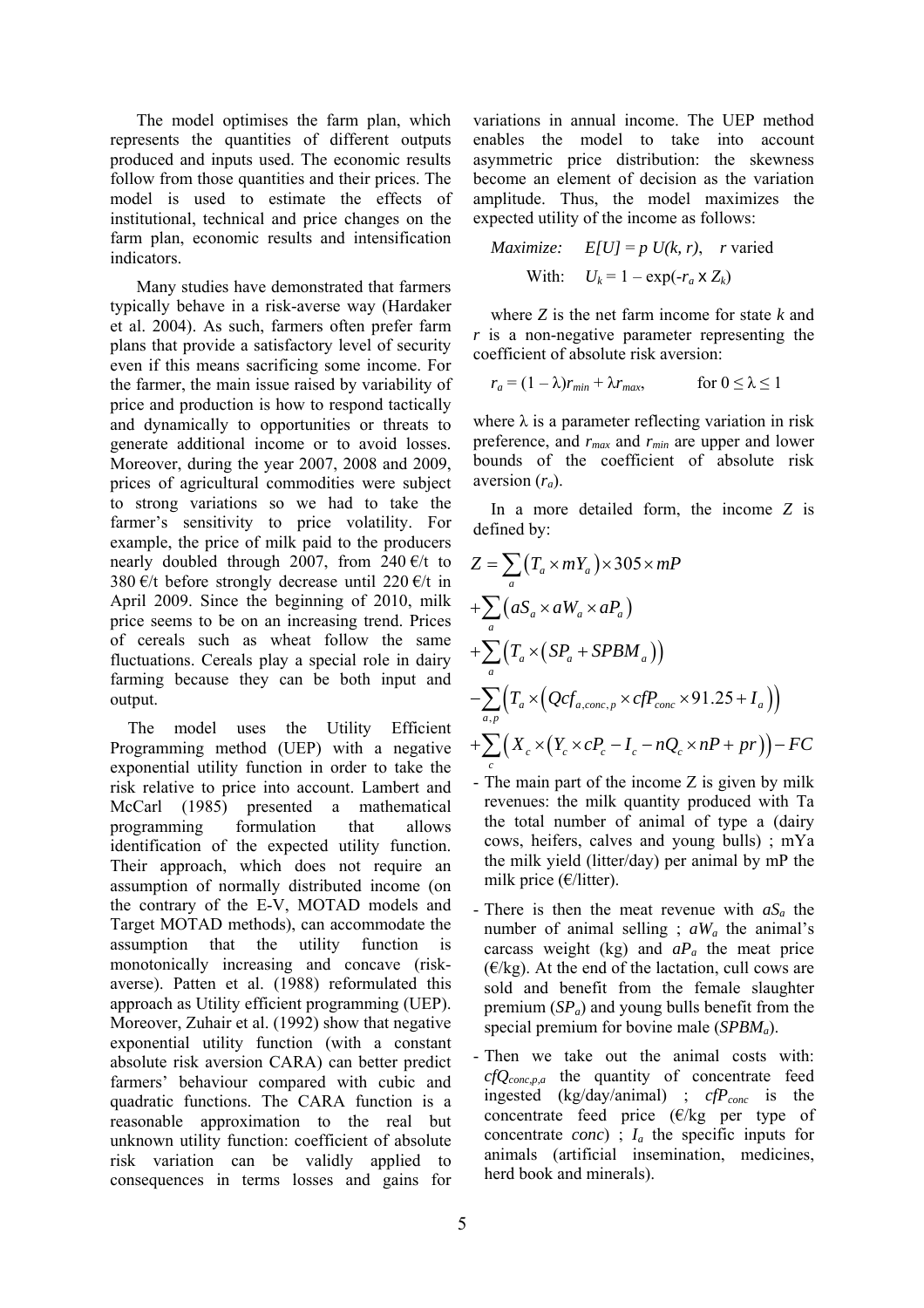The model optimises the farm plan, which represents the quantities of different outputs produced and inputs used. The economic results follow from those quantities and their prices. The model is used to estimate the effects of institutional, technical and price changes on the farm plan, economic results and intensification indicators.

Many studies have demonstrated that farmers typically behave in a risk-averse way (Hardaker et al. 2004). As such, farmers often prefer farm plans that provide a satisfactory level of security even if this means sacrificing some income. For the farmer, the main issue raised by variability of price and production is how to respond tactically and dynamically to opportunities or threats to generate additional income or to avoid losses. Moreover, during the year 2007, 2008 and 2009, prices of agricultural commodities were subject to strong variations so we had to take the farmer's sensitivity to price volatility. For example, the price of milk paid to the producers nearly doubled through 2007, from 240 €/t to 380 €/t before strongly decrease until 220 €/t in April 2009. Since the beginning of 2010, milk price seems to be on an increasing trend. Prices of cereals such as wheat follow the same fluctuations. Cereals play a special role in dairy farming because they can be both input and output.

The model uses the Utility Efficient Programming method (UEP) with a negative exponential utility function in order to take the risk relative to price into account. Lambert and McCarl (1985) presented a mathematical programming formulation that allows identification of the expected utility function. Their approach, which does not require an assumption of normally distributed income (on the contrary of the E-V, MOTAD models and Target MOTAD methods), can accommodate the assumption that the utility function is monotonically increasing and concave (risk-averse). Patten et al. (1988) reformulated this approach as Utility efficient programming (UEP). Moreover, Zuhair et al. (1992) show that negative exponential utility function (with a constant absolute risk aversion CARA) can better predict farmers' behaviour compared with cubic and quadratic functions. The CARA function is a reasonable approximation to the real but unknown utility function: coefficient of absolute risk variation can be validly applied to consequences in terms losses and gains for variations in annual income. The UEP method enables the model to take into account asymmetric price distribution: the skewness become an element of decision as the variation amplitude. Thus, the model maximizes the expected utility of the income as follows:

$$\text{Maximize:} \quad E[U] = p\,U(k, r), \quad r \text{ varied}$$

$$\text{With:} \quad U_k = 1 - \exp(-r_a \times Z_k)$$

where $Z$ is the net farm income for state $k$ and $r$ is a non-negative parameter representing the coefficient of absolute risk aversion:

$$r_a = (1 - \lambda)r_{min} + \lambda r_{max}, \qquad \text{for } 0 \leq \lambda \leq 1$$

where λ is a parameter reflecting variation in risk preference, and $r_{max}$ and $r_{min}$ are upper and lower bounds of the coefficient of absolute risk aversion ($r_a$).

In a more detailed form, the income $Z$ is defined by:

$$
\begin{aligned}
Z = & \sum_a \left( T_a \times mY_a \right) \times 305 \times mP \\
& + \sum_a \left( aS_a \times aW_a \times aP_a \right) \\
& + \sum_a \left( T_a \times \left( SP_a + SPBM_a \right) \right) \\
& - \sum_{a,p} \left( T_a \times \left( Qcf_{a,conc,p} \times cfP_{conc} \times 91.25 + I_a \right) \right) \\
& + \sum_c \left( X_c \times \left( Y_c \times cP_c - I_c - nQ_c \times nP + pr \right) \right) - FC
\end{aligned}
$$

- The main part of the income Z is given by milk revenues: the milk quantity produced with Ta the total number of animal of type a (dairy cows, heifers, calves and young bulls) ; mYa the milk yield (litter/day) per animal by mP the milk price (€/litter).
- There is then the meat revenue with $aS_a$ the number of animal selling ; $aW_a$ the animal's carcass weight (kg) and $aP_a$ the meat price (€/kg). At the end of the lactation, cull cows are sold and benefit from the female slaughter premium ($SP_a$) and young bulls benefit from the special premium for bovine male ($SPBM_a$).
- Then we take out the animal costs with: $cfQ_{conc,p,a}$ the quantity of concentrate feed ingested (kg/day/animal) ; $cfP_{conc}$ is the concentrate feed price (€/kg per type of concentrate *conc*) ; $I_a$ the specific inputs for animals (artificial insemination, medicines, herd book and minerals).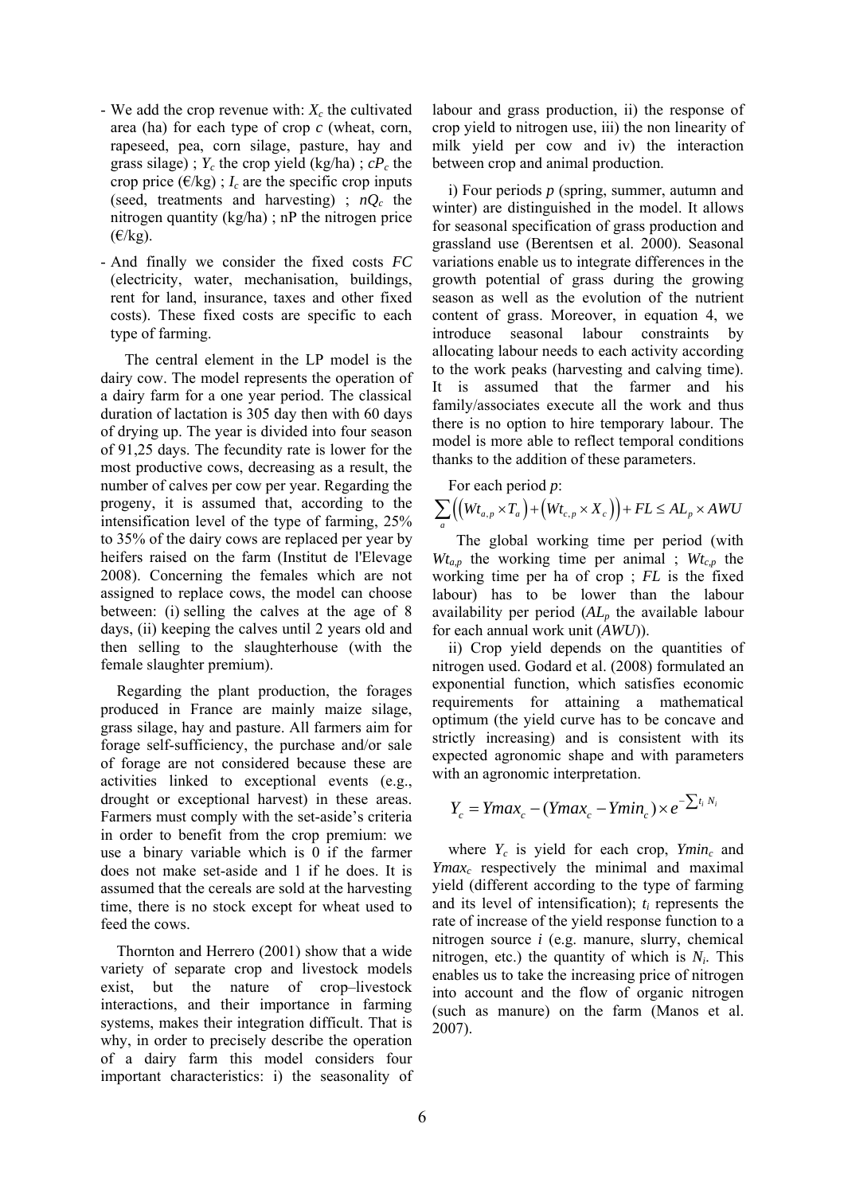- We add the crop revenue with: $X_c$ the cultivated area (ha) for each type of crop $c$ (wheat, corn, rapeseed, pea, corn silage, pasture, hay and grass silage) ; $Y_c$ the crop yield (kg/ha) ; $cP_c$ the crop price (€/kg) ; $I_c$ are the specific crop inputs (seed, treatments and harvesting) ; $nQ_c$ the nitrogen quantity (kg/ha) ; nP the nitrogen price (€/kg).
- And finally we consider the fixed costs $FC$ (electricity, water, mechanisation, buildings, rent for land, insurance, taxes and other fixed costs). These fixed costs are specific to each type of farming.

The central element in the LP model is the dairy cow. The model represents the operation of a dairy farm for a one year period. The classical duration of lactation is 305 day then with 60 days of drying up. The year is divided into four season of 91,25 days. The fecundity rate is lower for the most productive cows, decreasing as a result, the number of calves per cow per year. Regarding the progeny, it is assumed that, according to the intensification level of the type of farming, 25% to 35% of the dairy cows are replaced per year by heifers raised on the farm (Institut de l'Elevage 2008). Concerning the females which are not assigned to replace cows, the model can choose between: (i) selling the calves at the age of 8 days, (ii) keeping the calves until 2 years old and then selling to the slaughterhouse (with the female slaughter premium).

Regarding the plant production, the forages produced in France are mainly maize silage, grass silage, hay and pasture. All farmers aim for forage self-sufficiency, the purchase and/or sale of forage are not considered because these are activities linked to exceptional events (e.g., drought or exceptional harvest) in these areas. Farmers must comply with the set-aside's criteria in order to benefit from the crop premium: we use a binary variable which is 0 if the farmer does not make set-aside and 1 if he does. It is assumed that the cereals are sold at the harvesting time, there is no stock except for wheat used to feed the cows.

Thornton and Herrero (2001) show that a wide variety of separate crop and livestock models exist, but the nature of crop–livestock interactions, and their importance in farming systems, makes their integration difficult. That is why, in order to precisely describe the operation of a dairy farm this model considers four important characteristics: i) the seasonality of labour and grass production, ii) the response of crop yield to nitrogen use, iii) the non linearity of milk yield per cow and iv) the interaction between crop and animal production.

i) Four periods $p$ (spring, summer, autumn and winter) are distinguished in the model. It allows for seasonal specification of grass production and grassland use (Berentsen et al. 2000). Seasonal variations enable us to integrate differences in the growth potential of grass during the growing season as well as the evolution of the nutrient content of grass. Moreover, in equation 4, we introduce seasonal labour constraints by allocating labour needs to each activity according to the work peaks (harvesting and calving time). It is assumed that the farmer and his family/associates execute all the work and thus there is no option to hire temporary labour. The model is more able to reflect temporal conditions thanks to the addition of these parameters.

For each period $p$:

$$\sum_a \left( \left( Wt_{a,p} \times T_a \right) + \left( Wt_{c,p} \times X_c \right) \right) + FL \leq AL_p \times AWU$$

The global working time per period (with $Wt_{a,p}$ the working time per animal ; $Wt_{c,p}$ the working time per ha of crop ; $FL$ is the fixed labour) has to be lower than the labour availability per period ($AL_p$ the available labour for each annual work unit ($AWU$)).

ii) Crop yield depends on the quantities of nitrogen used. Godard et al. (2008) formulated an exponential function, which satisfies economic requirements for attaining a mathematical optimum (the yield curve has to be concave and strictly increasing) and is consistent with its expected agronomic shape and with parameters with an agronomic interpretation.

$$Y_c = Ymax_c - (Ymax_c - Ymin_c) \times e^{-\sum t_i N_i}$$

where $Y_c$ is yield for each crop, $Ymin_c$ and $Ymax_c$ respectively the minimal and maximal yield (different according to the type of farming and its level of intensification); $t_i$ represents the rate of increase of the yield response function to a nitrogen source $i$ (e.g. manure, slurry, chemical nitrogen, etc.) the quantity of which is $N_i$. This enables us to take the increasing price of nitrogen into account and the flow of organic nitrogen (such as manure) on the farm (Manos et al. 2007).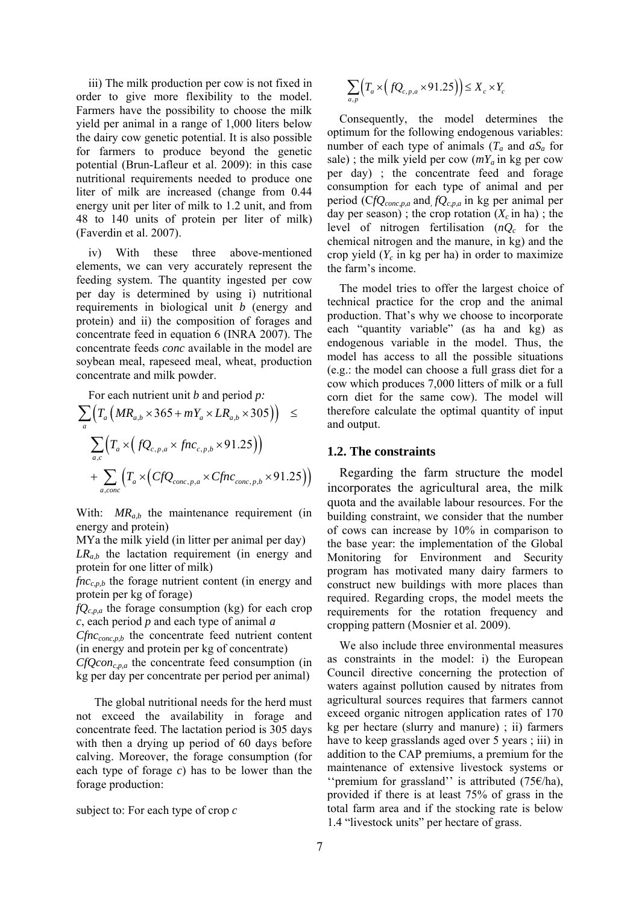iii) The milk production per cow is not fixed in order to give more flexibility to the model. Farmers have the possibility to choose the milk yield per animal in a range of 1,000 liters below the dairy cow genetic potential. It is also possible for farmers to produce beyond the genetic potential (Brun-Lafleur et al. 2009): in this case nutritional requirements needed to produce one liter of milk are increased (change from 0.44 energy unit per liter of milk to 1.2 unit, and from 48 to 140 units of protein per liter of milk) (Faverdin et al. 2007).

iv) With these three above-mentioned elements, we can very accurately represent the feeding system. The quantity ingested per cow per day is determined by using i) nutritional requirements in biological unit *b* (energy and protein) and ii) the composition of forages and concentrate feed in equation 6 (INRA 2007). The concentrate feeds *conc* available in the model are soybean meal, rapeseed meal, wheat, production concentrate and milk powder.

For each nutrient unit *b* and period *p:*

$$\sum_{a}\Big(T_a\left(MR_{a,b}\times 365 + mY_a \times LR_{a,b}\times 305\right)\Big) \leq \sum_{a,c}\Big(T_a \times \left(fQ_{c,p,a}\times fnc_{c,p,b}\times 91.25\right)\Big) + \sum_{a,conc}\Big(T_a \times \left(CfQ_{conc,p,a}\times Cfnc_{conc,p,b}\times 91.25\right)\Big)$$

With: $MR_{a,b}$ the maintenance requirement (in energy and protein)

MYa the milk yield (in litter per animal per day)

$LR_{a,b}$ the lactation requirement (in energy and protein for one litter of milk)

$fnc_{c,p,b}$ the forage nutrient content (in energy and protein per kg of forage)

$fQ_{c,p,a}$ the forage consumption (kg) for each crop *c*, each period *p* and each type of animal *a*

$Cfnc_{conc,p,b}$ the concentrate feed nutrient content (in energy and protein per kg of concentrate)

$CfQcon_{c,p,a}$ the concentrate feed consumption (in kg per day per concentrate per period per animal)

The global nutritional needs for the herd must not exceed the availability in forage and concentrate feed. The lactation period is 305 days with then a drying up period of 60 days before calving. Moreover, the forage consumption (for each type of forage *c*) has to be lower than the forage production:

subject to: For each type of crop *c*

$$\sum_{a,p}\Big(T_a \times \left(fQ_{c,p,a}\times 91.25\right)\Big) \leq X_c \times Y_c$$

Consequently, the model determines the optimum for the following endogenous variables: number of each type of animals ($T_a$ and $aS_a$ for sale) ; the milk yield per cow ($mY_a$ in kg per cow per day) ; the concentrate feed and forage consumption for each type of animal and per period ($CfQ_{conc,p,a}$ and $fQ_{c,p,a}$ in kg per animal per day per season) ; the crop rotation ($X_c$ in ha) ; the level of nitrogen fertilisation ($nQ_c$ for the chemical nitrogen and the manure, in kg) and the crop yield ($Y_c$ in kg per ha) in order to maximize the farm's income.

The model tries to offer the largest choice of technical practice for the crop and the animal production. That's why we choose to incorporate each "quantity variable" (as ha and kg) as endogenous variable in the model. Thus, the model has access to all the possible situations (e.g.: the model can choose a full grass diet for a cow which produces 7,000 litters of milk or a full corn diet for the same cow). The model will therefore calculate the optimal quantity of input and output.

## 1.2. The constraints

Regarding the farm structure the model incorporates the agricultural area, the milk quota and the available labour resources. For the building constraint, we consider that the number of cows can increase by 10% in comparison to the base year: the implementation of the Global Monitoring for Environment and Security program has motivated many dairy farmers to construct new buildings with more places than required. Regarding crops, the model meets the requirements for the rotation frequency and cropping pattern (Mosnier et al. 2009).

We also include three environmental measures as constraints in the model: i) the European Council directive concerning the protection of waters against pollution caused by nitrates from agricultural sources requires that farmers cannot exceed organic nitrogen application rates of 170 kg per hectare (slurry and manure) ; ii) farmers have to keep grasslands aged over 5 years ; iii) in addition to the CAP premiums, a premium for the maintenance of extensive livestock systems or ''premium for grassland'' is attributed (75€/ha), provided if there is at least 75% of grass in the total farm area and if the stocking rate is below 1.4 "livestock units" per hectare of grass.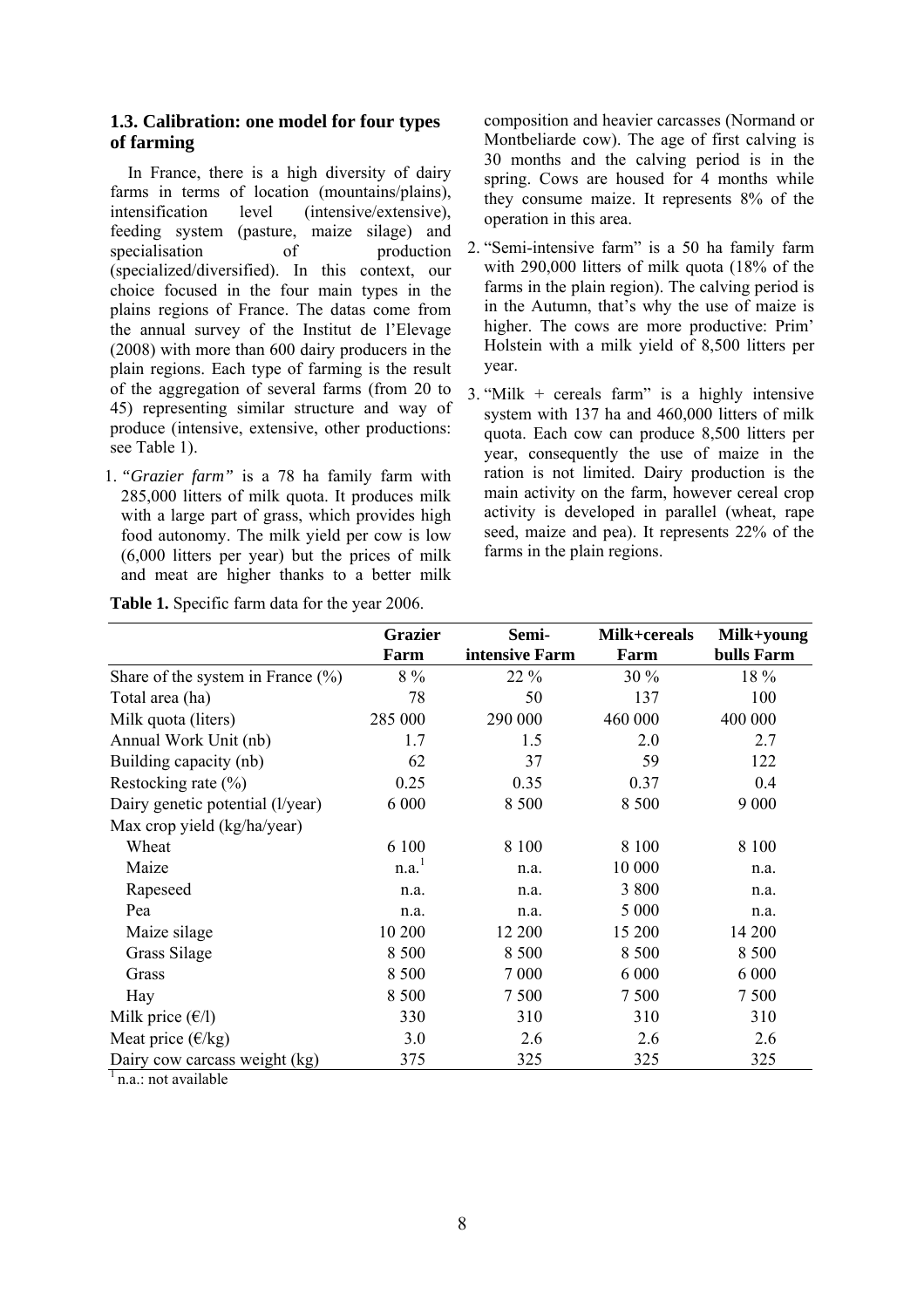### 1.3. Calibration: one model for four types of farming

In France, there is a high diversity of dairy farms in terms of location (mountains/plains), intensification level (intensive/extensive), feeding system (pasture, maize silage) and specialisation of production (specialized/diversified). In this context, our choice focused in the four main types in the plains regions of France. The datas come from the annual survey of the Institut de l'Elevage (2008) with more than 600 dairy producers in the plain regions. Each type of farming is the result of the aggregation of several farms (from 20 to 45) representing similar structure and way of produce (intensive, extensive, other productions: see Table 1).

1. *"Grazier farm"* is a 78 ha family farm with 285,000 litters of milk quota. It produces milk with a large part of grass, which provides high food autonomy. The milk yield per cow is low (6,000 litters per year) but the prices of milk and meat are higher thanks to a better milk composition and heavier carcasses (Normand or Montbeliarde cow). The age of first calving is 30 months and the calving period is in the spring. Cows are housed for 4 months while they consume maize. It represents 8% of the operation in this area.
2. "Semi-intensive farm" is a 50 ha family farm with 290,000 litters of milk quota (18% of the farms in the plain region). The calving period is in the Autumn, that's why the use of maize is higher. The cows are more productive: Prim' Holstein with a milk yield of 8,500 litters per year.
3. "Milk + cereals farm" is a highly intensive system with 137 ha and 460,000 litters of milk quota. Each cow can produce 8,500 litters per year, consequently the use of maize in the ration is not limited. Dairy production is the main activity on the farm, however cereal crop activity is developed in parallel (wheat, rape seed, maize and pea). It represents 22% of the farms in the plain regions.

**Table 1.** Specific farm data for the year 2006.

| | Grazier Farm | Semi-intensive Farm | Milk+cereals Farm | Milk+young bulls Farm |
|---|---|---|---|---|
| Share of the system in France (%) | 8 % | 22 % | 30 % | 18 % |
| Total area (ha) | 78 | 50 | 137 | 100 |
| Milk quota (liters) | 285 000 | 290 000 | 460 000 | 400 000 |
| Annual Work Unit (nb) | 1.7 | 1.5 | 2.0 | 2.7 |
| Building capacity (nb) | 62 | 37 | 59 | 122 |
| Restocking rate (%) | 0.25 | 0.35 | 0.37 | 0.4 |
| Dairy genetic potential (l/year) | 6 000 | 8 500 | 8 500 | 9 000 |
| Max crop yield (kg/ha/year) | | | | |
| Wheat | 6 100 | 8 100 | 8 100 | 8 100 |
| Maize | n.a.[1] | n.a. | 10 000 | n.a. |
| Rapeseed | n.a. | n.a. | 3 800 | n.a. |
| Pea | n.a. | n.a. | 5 000 | n.a. |
| Maize silage | 10 200 | 12 200 | 15 200 | 14 200 |
| Grass Silage | 8 500 | 8 500 | 8 500 | 8 500 |
| Grass | 8 500 | 7 000 | 6 000 | 6 000 |
| Hay | 8 500 | 7 500 | 7 500 | 7 500 |
| Milk price (€/l) | 330 | 310 | 310 | 310 |
| Meat price (€/kg) | 3.0 | 2.6 | 2.6 | 2.6 |
| Dairy cow carcass weight (kg) | 375 | 325 | 325 | 325 |

[1] n.a.: not available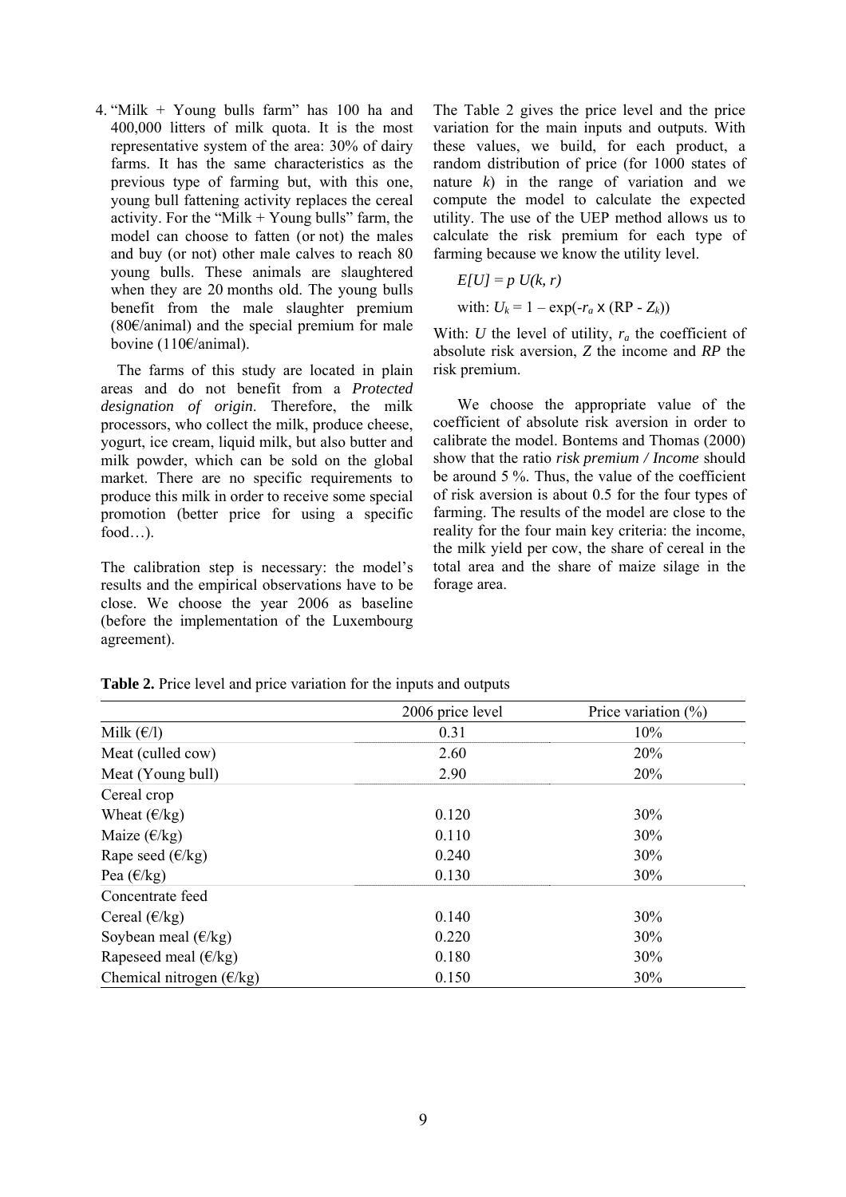4. "Milk + Young bulls farm" has 100 ha and 400,000 litters of milk quota. It is the most representative system of the area: 30% of dairy farms. It has the same characteristics as the previous type of farming but, with this one, young bull fattening activity replaces the cereal activity. For the "Milk + Young bulls" farm, the model can choose to fatten (or not) the males and buy (or not) other male calves to reach 80 young bulls. These animals are slaughtered when they are 20 months old. The young bulls benefit from the male slaughter premium (80€/animal) and the special premium for male bovine (110€/animal).

The farms of this study are located in plain areas and do not benefit from a *Protected designation of origin*. Therefore, the milk processors, who collect the milk, produce cheese, yogurt, ice cream, liquid milk, but also butter and milk powder, which can be sold on the global market. There are no specific requirements to produce this milk in order to receive some special promotion (better price for using a specific food…).

The calibration step is necessary: the model's results and the empirical observations have to be close. We choose the year 2006 as baseline (before the implementation of the Luxembourg agreement).

The Table 2 gives the price level and the price variation for the main inputs and outputs. With these values, we build, for each product, a random distribution of price (for 1000 states of nature $k$) in the range of variation and we compute the model to calculate the expected utility. The use of the UEP method allows us to calculate the risk premium for each type of farming because we know the utility level.

$$E[U] = p\ U(k, r)$$

$$\text{with: } U_k = 1 - \exp(-r_a \times (RP - Z_k))$$

With: $U$ the level of utility, $r_a$ the coefficient of absolute risk aversion, $Z$ the income and $RP$ the risk premium.

We choose the appropriate value of the coefficient of absolute risk aversion in order to calibrate the model. Bontems and Thomas (2000) show that the ratio *risk premium / Income* should be around 5 %. Thus, the value of the coefficient of risk aversion is about 0.5 for the four types of farming. The results of the model are close to the reality for the four main key criteria: the income, the milk yield per cow, the share of cereal in the total area and the share of maize silage in the forage area.

**Table 2.** Price level and price variation for the inputs and outputs

| | 2006 price level | Price variation (%) |
|---|---|---|
| Milk (€/l) | 0.31 | 10% |
| Meat (culled cow) | 2.60 | 20% |
| Meat (Young bull) | 2.90 | 20% |
| Cereal crop | | |
| Wheat (€/kg) | 0.120 | 30% |
| Maize (€/kg) | 0.110 | 30% |
| Rape seed (€/kg) | 0.240 | 30% |
| Pea (€/kg) | 0.130 | 30% |
| Concentrate feed | | |
| Cereal (€/kg) | 0.140 | 30% |
| Soybean meal (€/kg) | 0.220 | 30% |
| Rapeseed meal (€/kg) | 0.180 | 30% |
| Chemical nitrogen (€/kg) | 0.150 | 30% |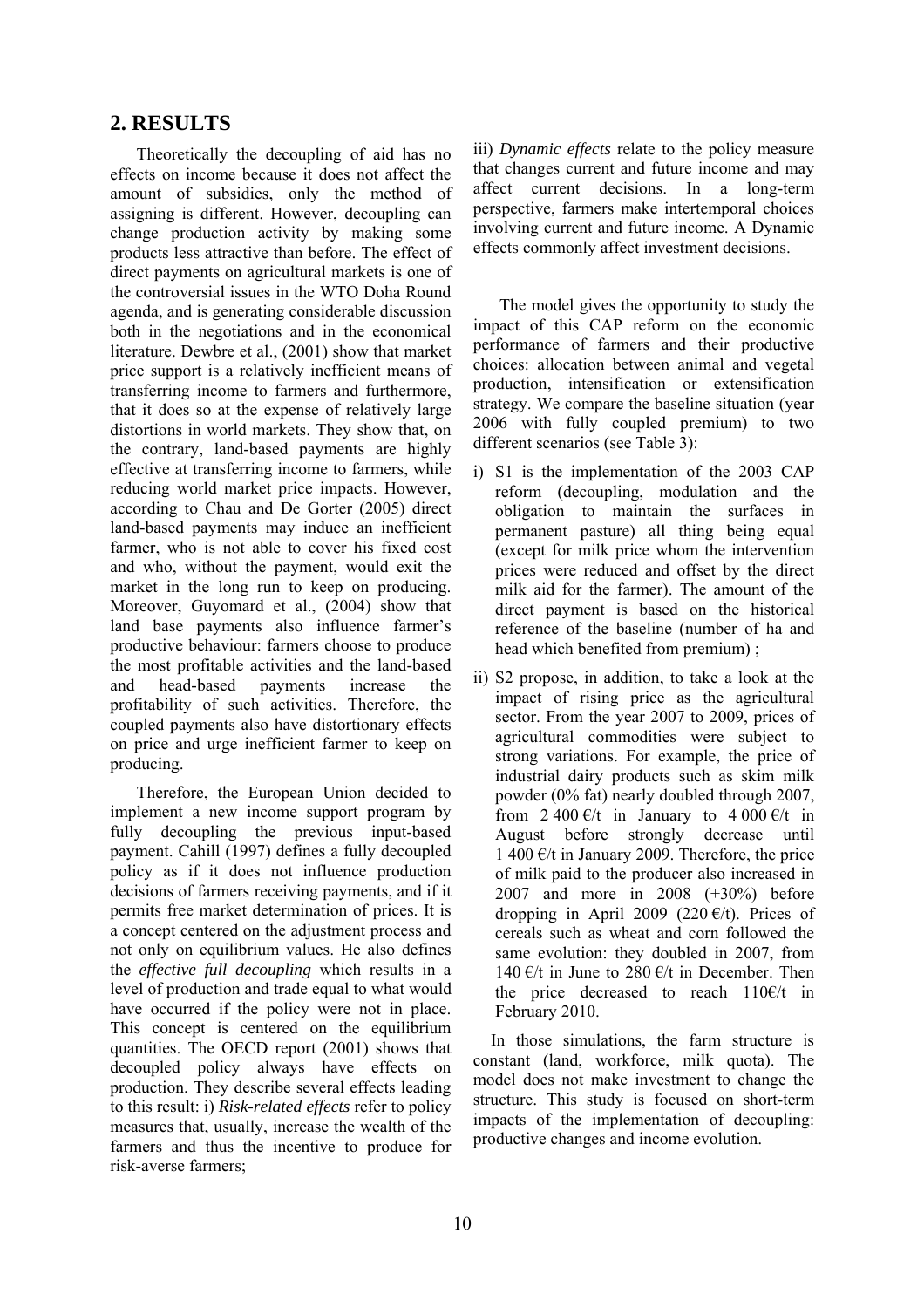## 2. RESULTS

Theoretically the decoupling of aid has no effects on income because it does not affect the amount of subsidies, only the method of assigning is different. However, decoupling can change production activity by making some products less attractive than before. The effect of direct payments on agricultural markets is one of the controversial issues in the WTO Doha Round agenda, and is generating considerable discussion both in the negotiations and in the economical literature. Dewbre et al., (2001) show that market price support is a relatively inefficient means of transferring income to farmers and furthermore, that it does so at the expense of relatively large distortions in world markets. They show that, on the contrary, land-based payments are highly effective at transferring income to farmers, while reducing world market price impacts. However, according to Chau and De Gorter (2005) direct land-based payments may induce an inefficient farmer, who is not able to cover his fixed cost and who, without the payment, would exit the market in the long run to keep on producing. Moreover, Guyomard et al., (2004) show that land base payments also influence farmer's productive behaviour: farmers choose to produce the most profitable activities and the land-based and head-based payments increase the profitability of such activities. Therefore, the coupled payments also have distortionary effects on price and urge inefficient farmer to keep on producing.

Therefore, the European Union decided to implement a new income support program by fully decoupling the previous input-based payment. Cahill (1997) defines a fully decoupled policy as if it does not influence production decisions of farmers receiving payments, and if it permits free market determination of prices. It is a concept centered on the adjustment process and not only on equilibrium values. He also defines the *effective full decoupling* which results in a level of production and trade equal to what would have occurred if the policy were not in place. This concept is centered on the equilibrium quantities. The OECD report (2001) shows that decoupled policy always have effects on production. They describe several effects leading to this result: i) *Risk-related effects* refer to policy measures that, usually, increase the wealth of the farmers and thus the incentive to produce for risk-averse farmers;

iii) *Dynamic effects* relate to the policy measure that changes current and future income and may affect current decisions. In a long-term perspective, farmers make intertemporal choices involving current and future income. A Dynamic effects commonly affect investment decisions.

The model gives the opportunity to study the impact of this CAP reform on the economic performance of farmers and their productive choices: allocation between animal and vegetal production, intensification or extensification strategy. We compare the baseline situation (year 2006 with fully coupled premium) to two different scenarios (see Table 3):

i) S1 is the implementation of the 2003 CAP reform (decoupling, modulation and the obligation to maintain the surfaces in permanent pasture) all thing being equal (except for milk price whom the intervention prices were reduced and offset by the direct milk aid for the farmer). The amount of the direct payment is based on the historical reference of the baseline (number of ha and head which benefited from premium) ;
ii) S2 propose, in addition, to take a look at the impact of rising price as the agricultural sector. From the year 2007 to 2009, prices of agricultural commodities were subject to strong variations. For example, the price of industrial dairy products such as skim milk powder (0% fat) nearly doubled through 2007, from 2 400 €/t in January to 4 000 €/t in August before strongly decrease until 1 400 €/t in January 2009. Therefore, the price of milk paid to the producer also increased in 2007 and more in 2008 (+30%) before dropping in April 2009 (220 €/t). Prices of cereals such as wheat and corn followed the same evolution: they doubled in 2007, from 140 €/t in June to 280 €/t in December. Then the price decreased to reach 110€/t in February 2010.

In those simulations, the farm structure is constant (land, workforce, milk quota). The model does not make investment to change the structure. This study is focused on short-term impacts of the implementation of decoupling: productive changes and income evolution.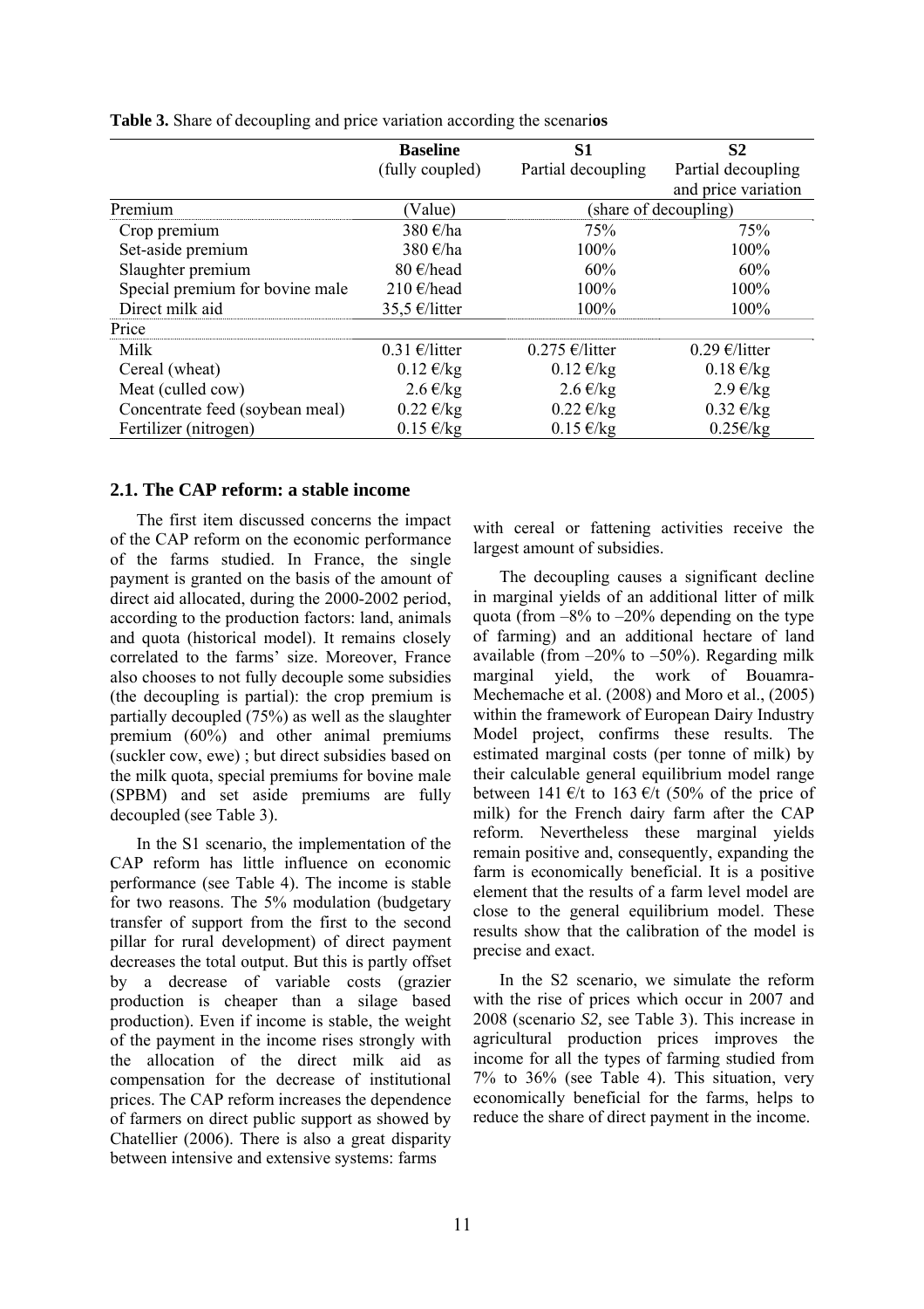**Table 3.** Share of decoupling and price variation according the scenar**ios**

| | **Baseline** (fully coupled) | **S1** Partial decoupling | **S2** Partial decoupling and price variation |
|---|---|---|---|
| Premium | (Value) | (share of decoupling) | |
| Crop premium | 380 €/ha | 75% | 75% |
| Set-aside premium | 380 €/ha | 100% | 100% |
| Slaughter premium | 80 €/head | 60% | 60% |
| Special premium for bovine male | 210 €/head | 100% | 100% |
| Direct milk aid | 35,5 €/litter | 100% | 100% |
| Price | | | |
| Milk | 0.31 €/litter | 0.275 €/litter | 0.29 €/litter |
| Cereal (wheat) | 0.12 €/kg | 0.12 €/kg | 0.18 €/kg |
| Meat (culled cow) | 2.6 €/kg | 2.6 €/kg | 2.9 €/kg |
| Concentrate feed (soybean meal) | 0.22 €/kg | 0.22 €/kg | 0.32 €/kg |
| Fertilizer (nitrogen) | 0.15 €/kg | 0.15 €/kg | 0.25€/kg |

## 2.1. The CAP reform: a stable income

The first item discussed concerns the impact of the CAP reform on the economic performance of the farms studied. In France, the single payment is granted on the basis of the amount of direct aid allocated, during the 2000-2002 period, according to the production factors: land, animals and quota (historical model). It remains closely correlated to the farms' size. Moreover, France also chooses to not fully decouple some subsidies (the decoupling is partial): the crop premium is partially decoupled (75%) as well as the slaughter premium (60%) and other animal premiums (suckler cow, ewe) ; but direct subsidies based on the milk quota, special premiums for bovine male (SPBM) and set aside premiums are fully decoupled (see Table 3).

In the S1 scenario, the implementation of the CAP reform has little influence on economic performance (see Table 4). The income is stable for two reasons. The 5% modulation (budgetary transfer of support from the first to the second pillar for rural development) of direct payment decreases the total output. But this is partly offset by a decrease of variable costs (grazier production is cheaper than a silage based production). Even if income is stable, the weight of the payment in the income rises strongly with the allocation of the direct milk aid as compensation for the decrease of institutional prices. The CAP reform increases the dependence of farmers on direct public support as showed by Chatellier (2006). There is also a great disparity between intensive and extensive systems: farms with cereal or fattening activities receive the largest amount of subsidies.

The decoupling causes a significant decline in marginal yields of an additional litter of milk quota (from –8% to –20% depending on the type of farming) and an additional hectare of land available (from –20% to –50%). Regarding milk marginal yield, the work of Bouamra-Mechemache et al. (2008) and Moro et al., (2005) within the framework of European Dairy Industry Model project, confirms these results. The estimated marginal costs (per tonne of milk) by their calculable general equilibrium model range between 141 €/t to 163 €/t (50% of the price of milk) for the French dairy farm after the CAP reform. Nevertheless these marginal yields remain positive and, consequently, expanding the farm is economically beneficial. It is a positive element that the results of a farm level model are close to the general equilibrium model. These results show that the calibration of the model is precise and exact.

In the S2 scenario, we simulate the reform with the rise of prices which occur in 2007 and 2008 (scenario *S2,* see Table 3). This increase in agricultural production prices improves the income for all the types of farming studied from 7% to 36% (see Table 4). This situation, very economically beneficial for the farms, helps to reduce the share of direct payment in the income.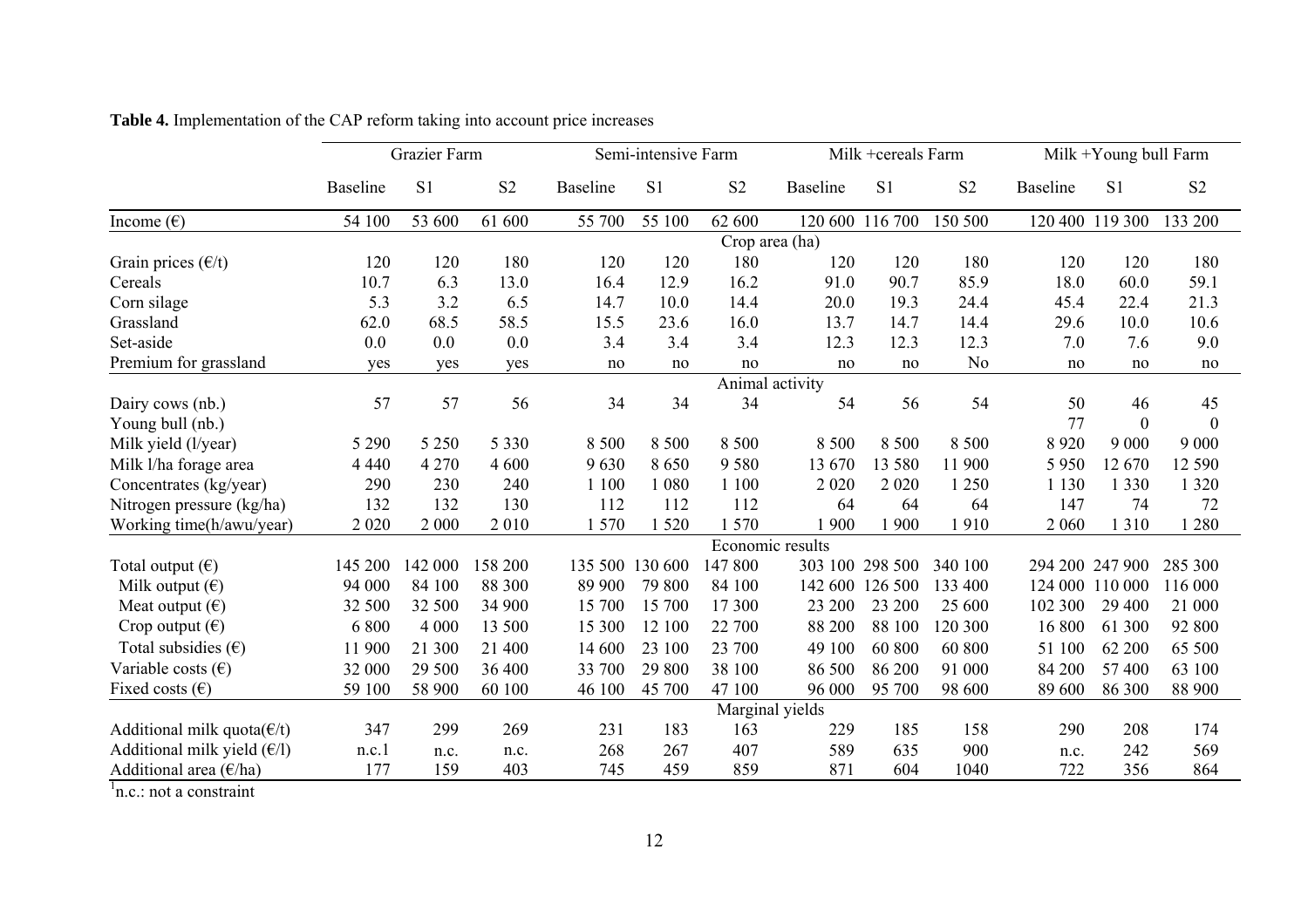**Table 4.** Implementation of the CAP reform taking into account price increases

| | Grazier Farm | | | Semi-intensive Farm | | | Milk +cereals Farm | | | Milk +Young bull Farm | | |
|---|---|---|---|---|---|---|---|---|---|---|---|---|
| | Baseline | S1 | S2 | Baseline | S1 | S2 | Baseline | S1 | S2 | Baseline | S1 | S2 |
| Income (€) | 54 100 | 53 600 | 61 600 | 55 700 | 55 100 | 62 600 | 120 600 | 116 700 | 150 500 | 120 400 | 119 300 | 133 200 |
| *Crop area (ha)* | | | | | | | | | | | | |
| Grain prices (€/t) | 120 | 120 | 180 | 120 | 120 | 180 | 120 | 120 | 180 | 120 | 120 | 180 |
| Cereals | 10.7 | 6.3 | 13.0 | 16.4 | 12.9 | 16.2 | 91.0 | 90.7 | 85.9 | 18.0 | 60.0 | 59.1 |
| Corn silage | 5.3 | 3.2 | 6.5 | 14.7 | 10.0 | 14.4 | 20.0 | 19.3 | 24.4 | 45.4 | 22.4 | 21.3 |
| Grassland | 62.0 | 68.5 | 58.5 | 15.5 | 23.6 | 16.0 | 13.7 | 14.7 | 14.4 | 29.6 | 10.0 | 10.6 |
| Set-aside | 0.0 | 0.0 | 0.0 | 3.4 | 3.4 | 3.4 | 12.3 | 12.3 | 12.3 | 7.0 | 7.6 | 9.0 |
| Premium for grassland | yes | yes | yes | no | no | no | no | no | No | no | no | no |
| *Animal activity* | | | | | | | | | | | | |
| Dairy cows (nb.) | 57 | 57 | 56 | 34 | 34 | 34 | 54 | 56 | 54 | 50 | 46 | 45 |
| Young bull (nb.) | | | | | | | | | | 77 | 0 | 0 |
| Milk yield (l/year) | 5 290 | 5 250 | 5 330 | 8 500 | 8 500 | 8 500 | 8 500 | 8 500 | 8 500 | 8 920 | 9 000 | 9 000 |
| Milk l/ha forage area | 4 440 | 4 270 | 4 600 | 9 630 | 8 650 | 9 580 | 13 670 | 13 580 | 11 900 | 5 950 | 12 670 | 12 590 |
| Concentrates (kg/year) | 290 | 230 | 240 | 1 100 | 1 080 | 1 100 | 2 020 | 2 020 | 1 250 | 1 130 | 1 330 | 1 320 |
| Nitrogen pressure (kg/ha) | 132 | 132 | 130 | 112 | 112 | 112 | 64 | 64 | 64 | 147 | 74 | 72 |
| Working time(h/awu/year) | 2 020 | 2 000 | 2 010 | 1 570 | 1 520 | 1 570 | 1 900 | 1 900 | 1 910 | 2 060 | 1 310 | 1 280 |
| *Economic results* | | | | | | | | | | | | |
| Total output (€) | 145 200 | 142 000 | 158 200 | 135 500 | 130 600 | 147 800 | 303 100 | 298 500 | 340 100 | 294 200 | 247 900 | 285 300 |
| Milk output (€) | 94 000 | 84 100 | 88 300 | 89 900 | 79 800 | 84 100 | 142 600 | 126 500 | 133 400 | 124 000 | 110 000 | 116 000 |
| Meat output (€) | 32 500 | 32 500 | 34 900 | 15 700 | 15 700 | 17 300 | 23 200 | 23 200 | 25 600 | 102 300 | 29 400 | 21 000 |
| Crop output (€) | 6 800 | 4 000 | 13 500 | 15 300 | 12 100 | 22 700 | 88 200 | 88 100 | 120 300 | 16 800 | 61 300 | 92 800 |
| Total subsidies (€) | 11 900 | 21 300 | 21 400 | 14 600 | 23 100 | 23 700 | 49 100 | 60 800 | 60 800 | 51 100 | 62 200 | 65 500 |
| Variable costs (€) | 32 000 | 29 500 | 36 400 | 33 700 | 29 800 | 38 100 | 86 500 | 86 200 | 91 000 | 84 200 | 57 400 | 63 100 |
| Fixed costs (€) | 59 100 | 58 900 | 60 100 | 46 100 | 45 700 | 47 100 | 96 000 | 95 700 | 98 600 | 89 600 | 86 300 | 88 900 |
| *Marginal yields* | | | | | | | | | | | | |
| Additional milk quota(€/t) | 347 | 299 | 269 | 231 | 183 | 163 | 229 | 185 | 158 | 290 | 208 | 174 |
| Additional milk yield (€/l) | n.c.[1] | n.c. | n.c. | 268 | 267 | 407 | 589 | 635 | 900 | n.c. | 242 | 569 |
| Additional area (€/ha) | 177 | 159 | 403 | 745 | 459 | 859 | 871 | 604 | 1040 | 722 | 356 | 864 |

[1]n.c.: not a constraint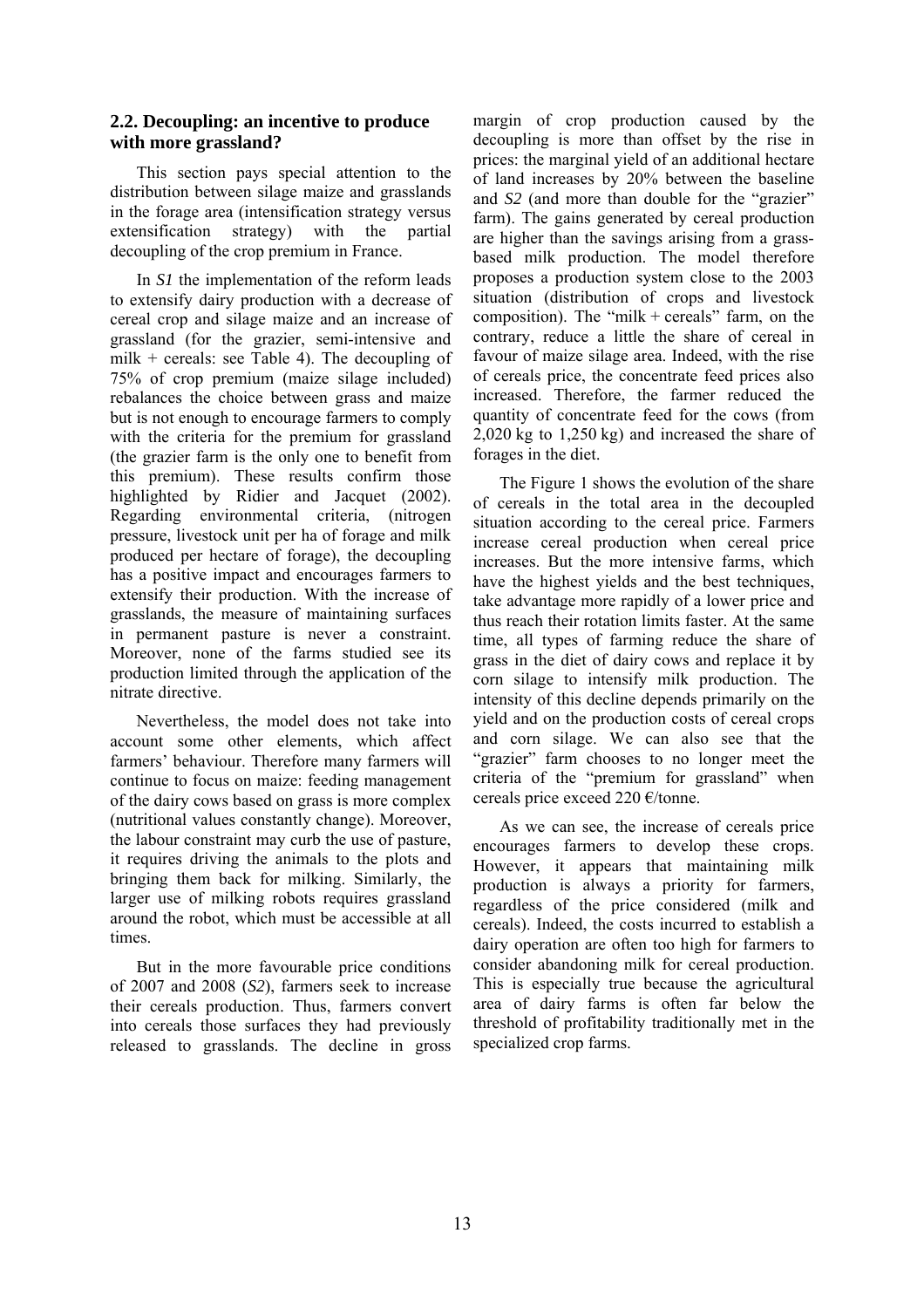## 2.2. Decoupling: an incentive to produce with more grassland?

This section pays special attention to the distribution between silage maize and grasslands in the forage area (intensification strategy versus extensification strategy) with the partial decoupling of the crop premium in France.

In *S1* the implementation of the reform leads to extensify dairy production with a decrease of cereal crop and silage maize and an increase of grassland (for the grazier, semi-intensive and milk + cereals: see Table 4). The decoupling of 75% of crop premium (maize silage included) rebalances the choice between grass and maize but is not enough to encourage farmers to comply with the criteria for the premium for grassland (the grazier farm is the only one to benefit from this premium). These results confirm those highlighted by Ridier and Jacquet (2002). Regarding environmental criteria, (nitrogen pressure, livestock unit per ha of forage and milk produced per hectare of forage), the decoupling has a positive impact and encourages farmers to extensify their production. With the increase of grasslands, the measure of maintaining surfaces in permanent pasture is never a constraint. Moreover, none of the farms studied see its production limited through the application of the nitrate directive.

Nevertheless, the model does not take into account some other elements, which affect farmers' behaviour. Therefore many farmers will continue to focus on maize: feeding management of the dairy cows based on grass is more complex (nutritional values constantly change). Moreover, the labour constraint may curb the use of pasture, it requires driving the animals to the plots and bringing them back for milking. Similarly, the larger use of milking robots requires grassland around the robot, which must be accessible at all times.

But in the more favourable price conditions of 2007 and 2008 (*S2*), farmers seek to increase their cereals production. Thus, farmers convert into cereals those surfaces they had previously released to grasslands. The decline in gross margin of crop production caused by the decoupling is more than offset by the rise in prices: the marginal yield of an additional hectare of land increases by 20% between the baseline and *S2* (and more than double for the "grazier" farm). The gains generated by cereal production are higher than the savings arising from a grass-based milk production. The model therefore proposes a production system close to the 2003 situation (distribution of crops and livestock composition). The "milk + cereals" farm, on the contrary, reduce a little the share of cereal in favour of maize silage area. Indeed, with the rise of cereals price, the concentrate feed prices also increased. Therefore, the farmer reduced the quantity of concentrate feed for the cows (from 2,020 kg to 1,250 kg) and increased the share of forages in the diet.

The Figure 1 shows the evolution of the share of cereals in the total area in the decoupled situation according to the cereal price. Farmers increase cereal production when cereal price increases. But the more intensive farms, which have the highest yields and the best techniques, take advantage more rapidly of a lower price and thus reach their rotation limits faster. At the same time, all types of farming reduce the share of grass in the diet of dairy cows and replace it by corn silage to intensify milk production. The intensity of this decline depends primarily on the yield and on the production costs of cereal crops and corn silage. We can also see that the "grazier" farm chooses to no longer meet the criteria of the "premium for grassland" when cereals price exceed 220 €/tonne.

As we can see, the increase of cereals price encourages farmers to develop these crops. However, it appears that maintaining milk production is always a priority for farmers, regardless of the price considered (milk and cereals). Indeed, the costs incurred to establish a dairy operation are often too high for farmers to consider abandoning milk for cereal production. This is especially true because the agricultural area of dairy farms is often far below the threshold of profitability traditionally met in the specialized crop farms.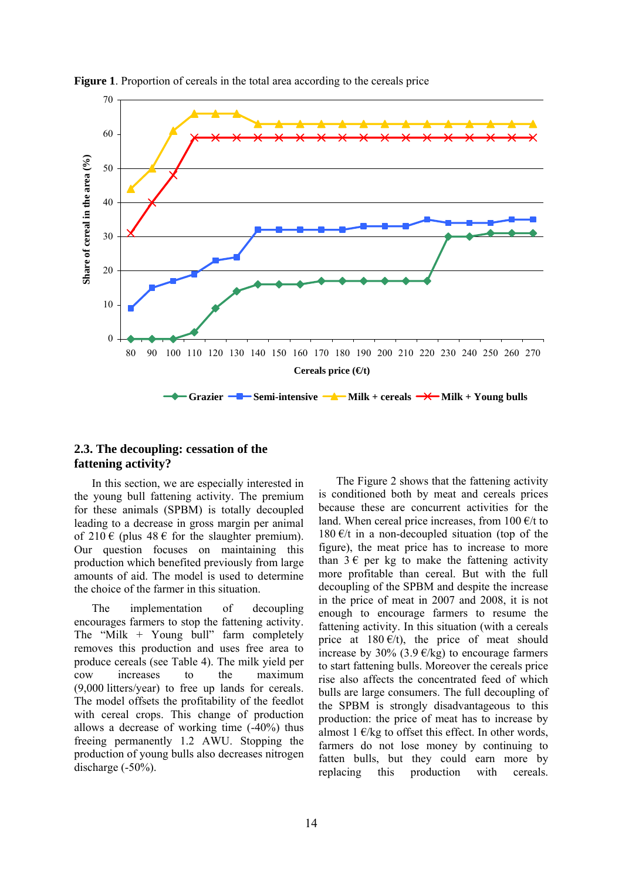**Figure 1**. Proportion of cereals in the total area according to the cereals price

## 2.3. The decoupling: cessation of the fattening activity?

In this section, we are especially interested in the young bull fattening activity. The premium for these animals (SPBM) is totally decoupled leading to a decrease in gross margin per animal of 210 € (plus 48 € for the slaughter premium). Our question focuses on maintaining this production which benefited previously from large amounts of aid. The model is used to determine the choice of the farmer in this situation.

The implementation of decoupling encourages farmers to stop the fattening activity. The "Milk + Young bull" farm completely removes this production and uses free area to produce cereals (see Table 4). The milk yield per cow increases to the maximum (9,000 litters/year) to free up lands for cereals. The model offsets the profitability of the feedlot with cereal crops. This change of production allows a decrease of working time (-40%) thus freeing permanently 1.2 AWU. Stopping the production of young bulls also decreases nitrogen discharge (-50%).

The Figure 2 shows that the fattening activity is conditioned both by meat and cereals prices because these are concurrent activities for the land. When cereal price increases, from 100 €/t to 180 €/t in a non-decoupled situation (top of the figure), the meat price has to increase to more than 3 € per kg to make the fattening activity more profitable than cereal. But with the full decoupling of the SPBM and despite the increase in the price of meat in 2007 and 2008, it is not enough to encourage farmers to resume the fattening activity. In this situation (with a cereals price at 180 €/t), the price of meat should increase by 30% (3.9 €/kg) to encourage farmers to start fattening bulls. Moreover the cereals price rise also affects the concentrated feed of which bulls are large consumers. The full decoupling of the SPBM is strongly disadvantageous to this production: the price of meat has to increase by almost 1 €/kg to offset this effect. In other words, farmers do not lose money by continuing to fatten bulls, but they could earn more by replacing this production with cereals.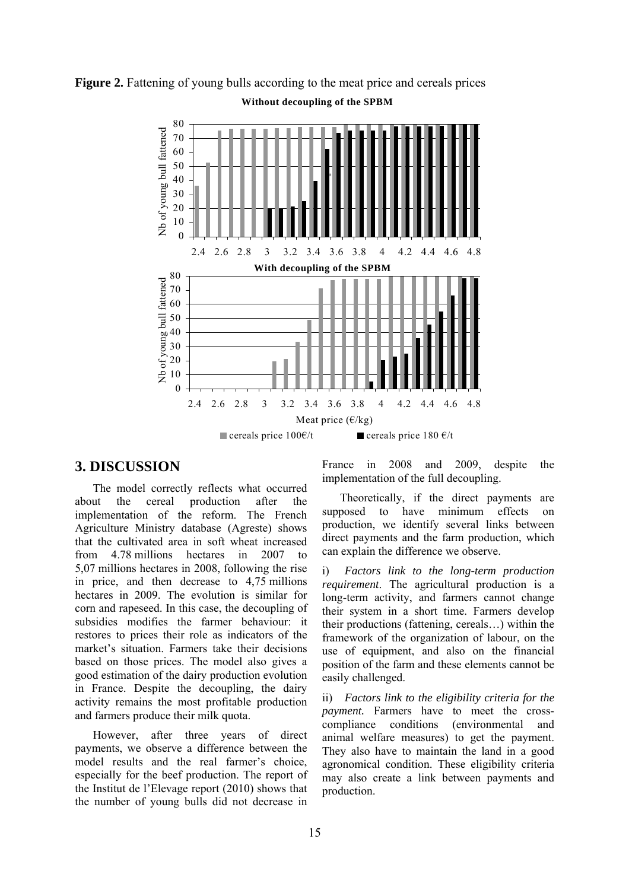**Figure 2.** Fattening of young bulls according to the meat price and cereals prices

## 3. DISCUSSION

The model correctly reflects what occurred about the cereal production after the implementation of the reform. The French Agriculture Ministry database (Agreste) shows that the cultivated area in soft wheat increased from 4.78 millions hectares in 2007 to 5,07 millions hectares in 2008, following the rise in price, and then decrease to 4,75 millions hectares in 2009. The evolution is similar for corn and rapeseed. In this case, the decoupling of subsidies modifies the farmer behaviour: it restores to prices their role as indicators of the market's situation. Farmers take their decisions based on those prices. The model also gives a good estimation of the dairy production evolution in France. Despite the decoupling, the dairy activity remains the most profitable production and farmers produce their milk quota.

However, after three years of direct payments, we observe a difference between the model results and the real farmer's choice, especially for the beef production. The report of the Institut de l'Elevage report (2010) shows that the number of young bulls did not decrease in France in 2008 and 2009, despite the implementation of the full decoupling.

Theoretically, if the direct payments are supposed to have minimum effects on production, we identify several links between direct payments and the farm production, which can explain the difference we observe.

i) *Factors link to the long-term production requirement*. The agricultural production is a long-term activity, and farmers cannot change their system in a short time. Farmers develop their productions (fattening, cereals…) within the framework of the organization of labour, on the use of equipment, and also on the financial position of the farm and these elements cannot be easily challenged.

ii) *Factors link to the eligibility criteria for the payment.* Farmers have to meet the cross-compliance conditions (environmental and animal welfare measures) to get the payment. They also have to maintain the land in a good agronomical condition. These eligibility criteria may also create a link between payments and production.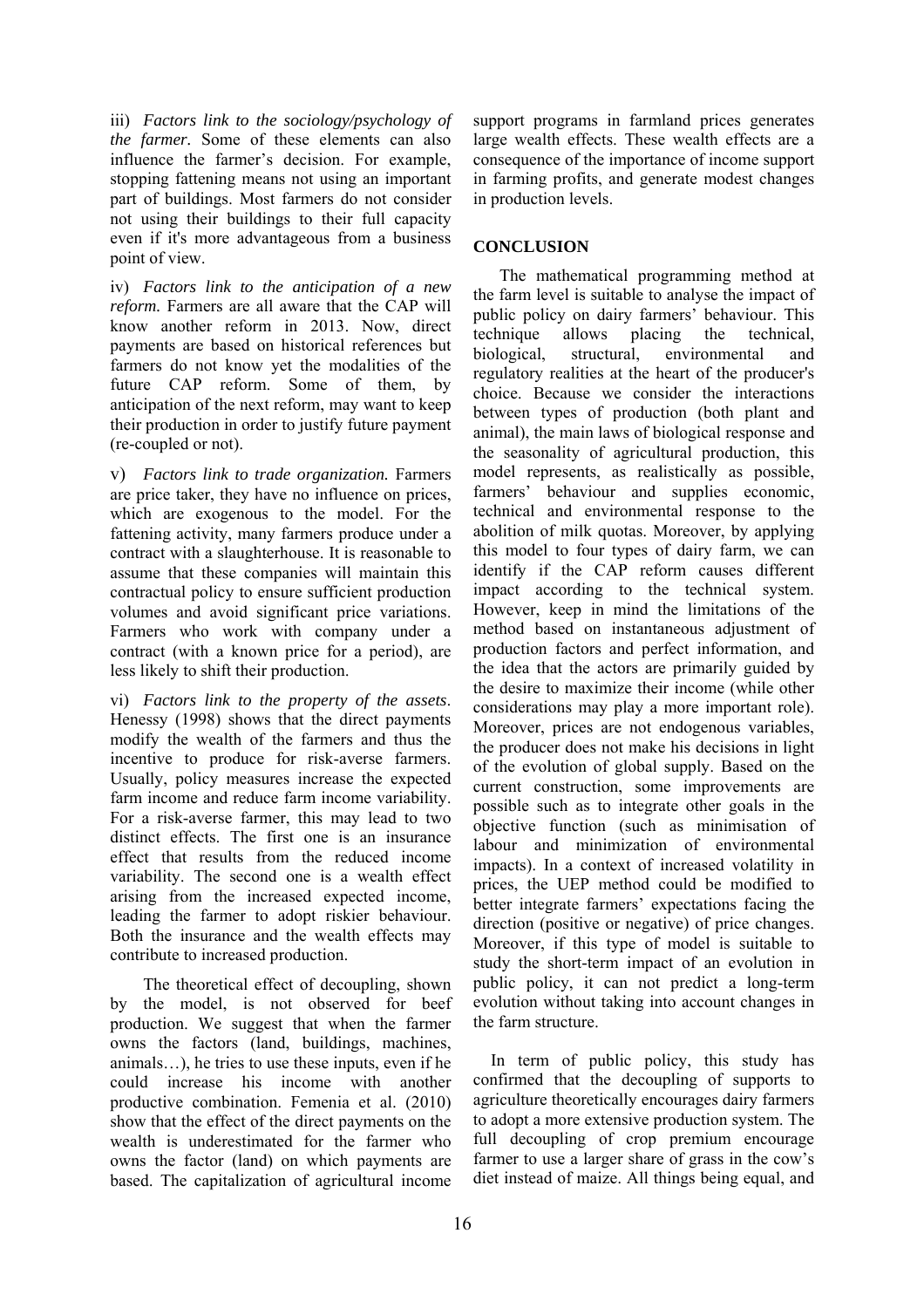iii) *Factors link to the sociology/psychology of the farmer.* Some of these elements can also influence the farmer's decision. For example, stopping fattening means not using an important part of buildings. Most farmers do not consider not using their buildings to their full capacity even if it's more advantageous from a business point of view.

iv) *Factors link to the anticipation of a new reform.* Farmers are all aware that the CAP will know another reform in 2013. Now, direct payments are based on historical references but farmers do not know yet the modalities of the future CAP reform. Some of them, by anticipation of the next reform, may want to keep their production in order to justify future payment (re-coupled or not).

v) *Factors link to trade organization.* Farmers are price taker, they have no influence on prices, which are exogenous to the model. For the fattening activity, many farmers produce under a contract with a slaughterhouse. It is reasonable to assume that these companies will maintain this contractual policy to ensure sufficient production volumes and avoid significant price variations. Farmers who work with company under a contract (with a known price for a period), are less likely to shift their production.

vi) *Factors link to the property of the assets*. Henessy (1998) shows that the direct payments modify the wealth of the farmers and thus the incentive to produce for risk-averse farmers. Usually, policy measures increase the expected farm income and reduce farm income variability. For a risk-averse farmer, this may lead to two distinct effects. The first one is an insurance effect that results from the reduced income variability. The second one is a wealth effect arising from the increased expected income, leading the farmer to adopt riskier behaviour. Both the insurance and the wealth effects may contribute to increased production.

The theoretical effect of decoupling, shown by the model, is not observed for beef production. We suggest that when the farmer owns the factors (land, buildings, machines, animals…), he tries to use these inputs, even if he could increase his income with another productive combination. Femenia et al. (2010) show that the effect of the direct payments on the wealth is underestimated for the farmer who owns the factor (land) on which payments are based. The capitalization of agricultural income support programs in farmland prices generates large wealth effects. These wealth effects are a consequence of the importance of income support in farming profits, and generate modest changes in production levels.

## CONCLUSION

The mathematical programming method at the farm level is suitable to analyse the impact of public policy on dairy farmers' behaviour. This technique allows placing the technical, biological, structural, environmental and regulatory realities at the heart of the producer's choice. Because we consider the interactions between types of production (both plant and animal), the main laws of biological response and the seasonality of agricultural production, this model represents, as realistically as possible, farmers' behaviour and supplies economic, technical and environmental response to the abolition of milk quotas. Moreover, by applying this model to four types of dairy farm, we can identify if the CAP reform causes different impact according to the technical system. However, keep in mind the limitations of the method based on instantaneous adjustment of production factors and perfect information, and the idea that the actors are primarily guided by the desire to maximize their income (while other considerations may play a more important role). Moreover, prices are not endogenous variables, the producer does not make his decisions in light of the evolution of global supply. Based on the current construction, some improvements are possible such as to integrate other goals in the objective function (such as minimisation of labour and minimization of environmental impacts). In a context of increased volatility in prices, the UEP method could be modified to better integrate farmers' expectations facing the direction (positive or negative) of price changes. Moreover, if this type of model is suitable to study the short-term impact of an evolution in public policy, it can not predict a long-term evolution without taking into account changes in the farm structure.

In term of public policy, this study has confirmed that the decoupling of supports to agriculture theoretically encourages dairy farmers to adopt a more extensive production system. The full decoupling of crop premium encourage farmer to use a larger share of grass in the cow's diet instead of maize. All things being equal, and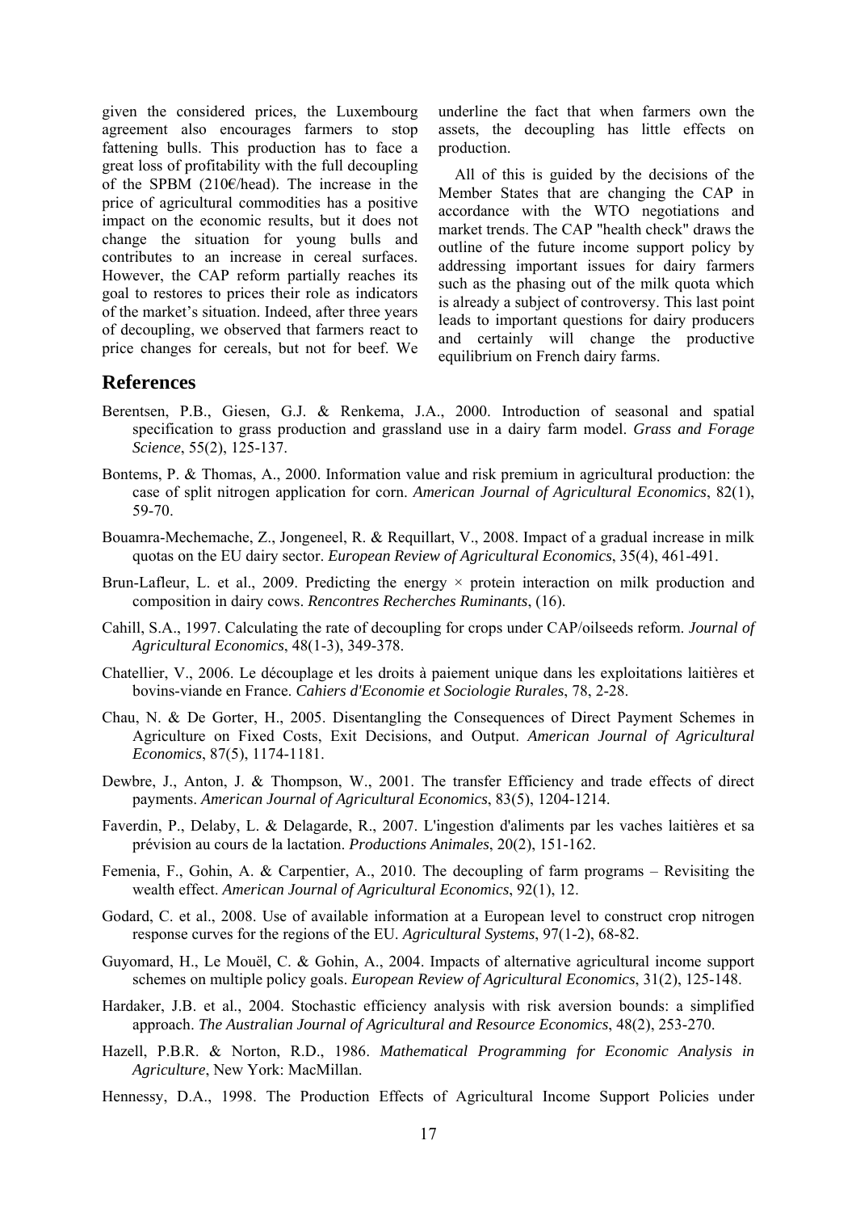given the considered prices, the Luxembourg agreement also encourages farmers to stop fattening bulls. This production has to face a great loss of profitability with the full decoupling of the SPBM (210€/head). The increase in the price of agricultural commodities has a positive impact on the economic results, but it does not change the situation for young bulls and contributes to an increase in cereal surfaces. However, the CAP reform partially reaches its goal to restores to prices their role as indicators of the market's situation. Indeed, after three years of decoupling, we observed that farmers react to price changes for cereals, but not for beef. We underline the fact that when farmers own the assets, the decoupling has little effects on production.

All of this is guided by the decisions of the Member States that are changing the CAP in accordance with the WTO negotiations and market trends. The CAP "health check" draws the outline of the future income support policy by addressing important issues for dairy farmers such as the phasing out of the milk quota which is already a subject of controversy. This last point leads to important questions for dairy producers and certainly will change the productive equilibrium on French dairy farms.

## References

Berentsen, P.B., Giesen, G.J. & Renkema, J.A., 2000. Introduction of seasonal and spatial specification to grass production and grassland use in a dairy farm model. *Grass and Forage Science*, 55(2), 125-137.

Bontems, P. & Thomas, A., 2000. Information value and risk premium in agricultural production: the case of split nitrogen application for corn. *American Journal of Agricultural Economics*, 82(1), 59-70.

Bouamra-Mechemache, Z., Jongeneel, R. & Requillart, V., 2008. Impact of a gradual increase in milk quotas on the EU dairy sector. *European Review of Agricultural Economics*, 35(4), 461-491.

Brun-Lafleur, L. et al., 2009. Predicting the energy × protein interaction on milk production and composition in dairy cows. *Rencontres Recherches Ruminants*, (16).

Cahill, S.A., 1997. Calculating the rate of decoupling for crops under CAP/oilseeds reform. *Journal of Agricultural Economics*, 48(1-3), 349-378.

Chatellier, V., 2006. Le découplage et les droits à paiement unique dans les exploitations laitières et bovins-viande en France. *Cahiers d'Economie et Sociologie Rurales*, 78, 2-28.

Chau, N. & De Gorter, H., 2005. Disentangling the Consequences of Direct Payment Schemes in Agriculture on Fixed Costs, Exit Decisions, and Output. *American Journal of Agricultural Economics*, 87(5), 1174-1181.

Dewbre, J., Anton, J. & Thompson, W., 2001. The transfer Efficiency and trade effects of direct payments. *American Journal of Agricultural Economics*, 83(5), 1204-1214.

Faverdin, P., Delaby, L. & Delagarde, R., 2007. L'ingestion d'aliments par les vaches laitières et sa prévision au cours de la lactation. *Productions Animales*, 20(2), 151-162.

Femenia, F., Gohin, A. & Carpentier, A., 2010. The decoupling of farm programs – Revisiting the wealth effect. *American Journal of Agricultural Economics*, 92(1), 12.

Godard, C. et al., 2008. Use of available information at a European level to construct crop nitrogen response curves for the regions of the EU. *Agricultural Systems*, 97(1-2), 68-82.

Guyomard, H., Le Mouël, C. & Gohin, A., 2004. Impacts of alternative agricultural income support schemes on multiple policy goals. *European Review of Agricultural Economics*, 31(2), 125-148.

Hardaker, J.B. et al., 2004. Stochastic efficiency analysis with risk aversion bounds: a simplified approach. *The Australian Journal of Agricultural and Resource Economics*, 48(2), 253-270.

Hazell, P.B.R. & Norton, R.D., 1986. *Mathematical Programming for Economic Analysis in Agriculture*, New York: MacMillan.

Hennessy, D.A., 1998. The Production Effects of Agricultural Income Support Policies under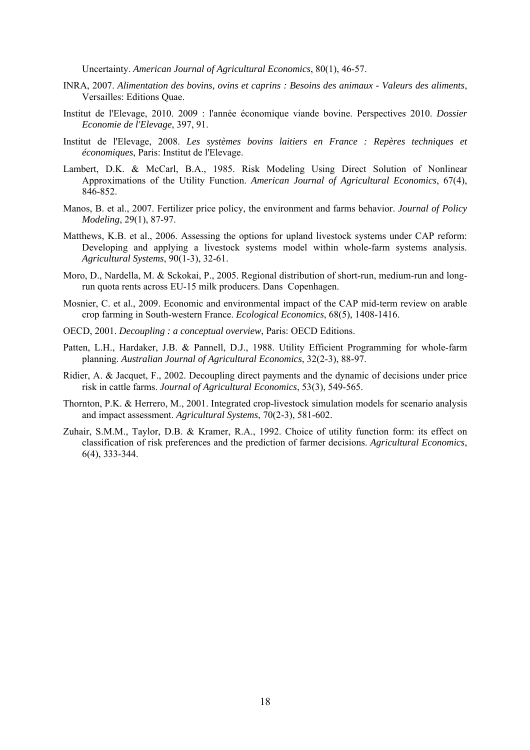Uncertainty. *American Journal of Agricultural Economics*, 80(1), 46-57.

INRA, 2007. *Alimentation des bovins, ovins et caprins : Besoins des animaux - Valeurs des aliments*, Versailles: Editions Quae.

Institut de l'Elevage, 2010. 2009 : l'année économique viande bovine. Perspectives 2010. *Dossier Economie de l'Elevage*, 397, 91.

Institut de l'Elevage, 2008. *Les systèmes bovins laitiers en France : Repères techniques et économiques*, Paris: Institut de l'Elevage.

Lambert, D.K. & McCarl, B.A., 1985. Risk Modeling Using Direct Solution of Nonlinear Approximations of the Utility Function. *American Journal of Agricultural Economics*, 67(4), 846-852.

Manos, B. et al., 2007. Fertilizer price policy, the environment and farms behavior. *Journal of Policy Modeling*, 29(1), 87-97.

Matthews, K.B. et al., 2006. Assessing the options for upland livestock systems under CAP reform: Developing and applying a livestock systems model within whole-farm systems analysis. *Agricultural Systems*, 90(1-3), 32-61.

Moro, D., Nardella, M. & Sckokai, P., 2005. Regional distribution of short-run, medium-run and long-run quota rents across EU-15 milk producers. Dans Copenhagen.

Mosnier, C. et al., 2009. Economic and environmental impact of the CAP mid-term review on arable crop farming in South-western France. *Ecological Economics*, 68(5), 1408-1416.

OECD, 2001. *Decoupling : a conceptual overview*, Paris: OECD Editions.

Patten, L.H., Hardaker, J.B. & Pannell, D.J., 1988. Utility Efficient Programming for whole-farm planning. *Australian Journal of Agricultural Economics*, 32(2-3), 88-97.

Ridier, A. & Jacquet, F., 2002. Decoupling direct payments and the dynamic of decisions under price risk in cattle farms. *Journal of Agricultural Economics*, 53(3), 549-565.

Thornton, P.K. & Herrero, M., 2001. Integrated crop-livestock simulation models for scenario analysis and impact assessment. *Agricultural Systems*, 70(2-3), 581-602.

Zuhair, S.M.M., Taylor, D.B. & Kramer, R.A., 1992. Choice of utility function form: its effect on classification of risk preferences and the prediction of farmer decisions. *Agricultural Economics*, 6(4), 333-344.